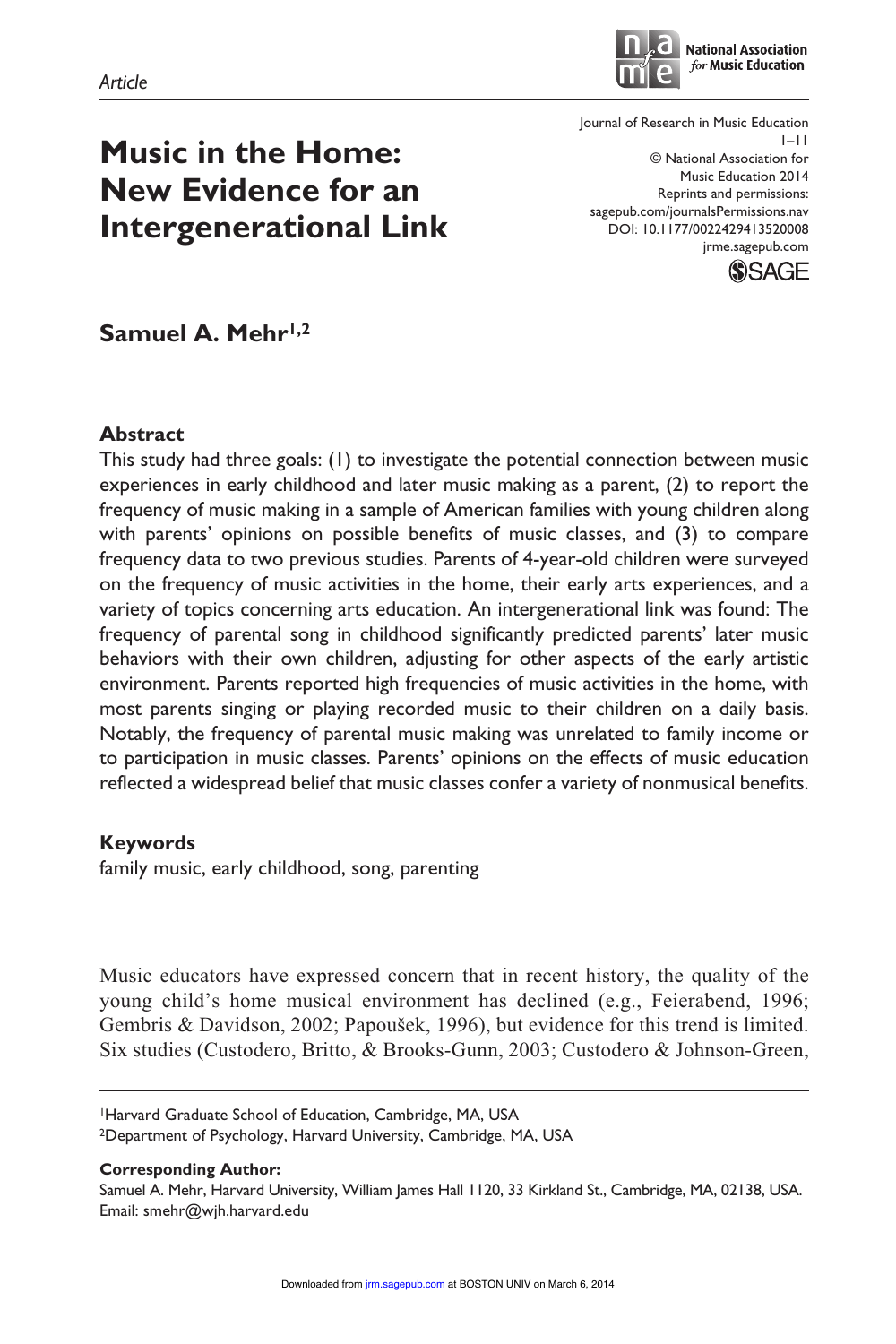*Article*

# Music in the Home: New Evidence for an Intergenerational Link

Journal of Research in Music Education
1–11
© National Association for Music Education 2014
Reprints and permissions: sagepub.com/journalsPermissions.nav
DOI: 10.1177/0022429413520008
jrme.sagepub.com

**Samuel A. Mehr[1,2]**

## Abstract

This study had three goals: (1) to investigate the potential connection between music experiences in early childhood and later music making as a parent, (2) to report the frequency of music making in a sample of American families with young children along with parents' opinions on possible benefits of music classes, and (3) to compare frequency data to two previous studies. Parents of 4-year-old children were surveyed on the frequency of music activities in the home, their early arts experiences, and a variety of topics concerning arts education. An intergenerational link was found: The frequency of parental song in childhood significantly predicted parents' later music behaviors with their own children, adjusting for other aspects of the early artistic environment. Parents reported high frequencies of music activities in the home, with most parents singing or playing recorded music to their children on a daily basis. Notably, the frequency of parental music making was unrelated to family income or to participation in music classes. Parents' opinions on the effects of music education reflected a widespread belief that music classes confer a variety of nonmusical benefits.

## Keywords

family music, early childhood, song, parenting

Music educators have expressed concern that in recent history, the quality of the young child's home musical environment has declined (e.g., Feierabend, 1996; Gembris & Davidson, 2002; Papoušek, 1996), but evidence for this trend is limited. Six studies (Custodero, Britto, & Brooks-Gunn, 2003; Custodero & Johnson-Green,

---

[1]Harvard Graduate School of Education, Cambridge, MA, USA
[2]Department of Psychology, Harvard University, Cambridge, MA, USA

**Corresponding Author:**
Samuel A. Mehr, Harvard University, William James Hall 1120, 33 Kirkland St., Cambridge, MA, 02138, USA.
Email: smehr@wjh.harvard.edu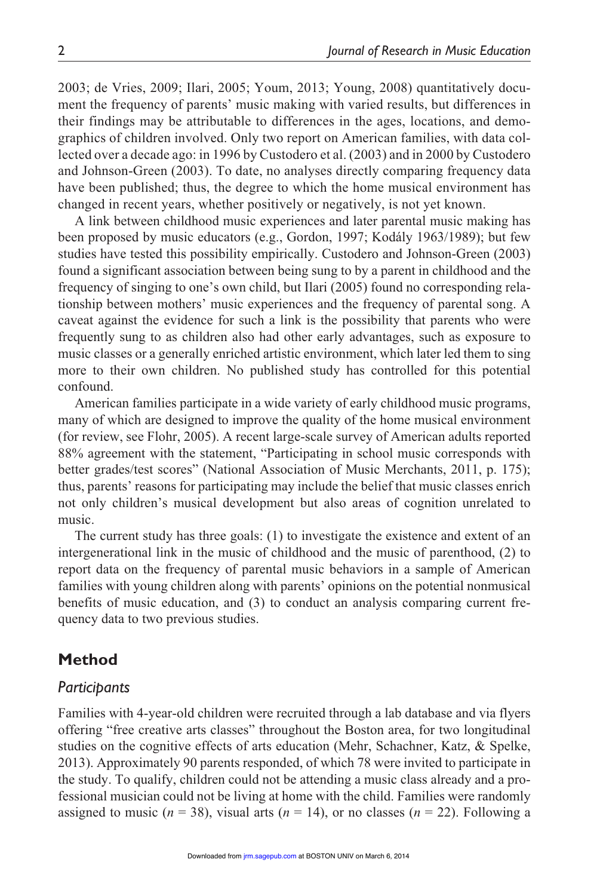2003; de Vries, 2009; Ilari, 2005; Youm, 2013; Young, 2008) quantitatively document the frequency of parents' music making with varied results, but differences in their findings may be attributable to differences in the ages, locations, and demographics of children involved. Only two report on American families, with data collected over a decade ago: in 1996 by Custodero et al. (2003) and in 2000 by Custodero and Johnson-Green (2003). To date, no analyses directly comparing frequency data have been published; thus, the degree to which the home musical environment has changed in recent years, whether positively or negatively, is not yet known.

A link between childhood music experiences and later parental music making has been proposed by music educators (e.g., Gordon, 1997; Kodály 1963/1989); but few studies have tested this possibility empirically. Custodero and Johnson-Green (2003) found a significant association between being sung to by a parent in childhood and the frequency of singing to one's own child, but Ilari (2005) found no corresponding relationship between mothers' music experiences and the frequency of parental song. A caveat against the evidence for such a link is the possibility that parents who were frequently sung to as children also had other early advantages, such as exposure to music classes or a generally enriched artistic environment, which later led them to sing more to their own children. No published study has controlled for this potential confound.

American families participate in a wide variety of early childhood music programs, many of which are designed to improve the quality of the home musical environment (for review, see Flohr, 2005). A recent large-scale survey of American adults reported 88% agreement with the statement, "Participating in school music corresponds with better grades/test scores" (National Association of Music Merchants, 2011, p. 175); thus, parents' reasons for participating may include the belief that music classes enrich not only children's musical development but also areas of cognition unrelated to music.

The current study has three goals: (1) to investigate the existence and extent of an intergenerational link in the music of childhood and the music of parenthood, (2) to report data on the frequency of parental music behaviors in a sample of American families with young children along with parents' opinions on the potential nonmusical benefits of music education, and (3) to conduct an analysis comparing current frequency data to two previous studies.

## Method

### *Participants*

Families with 4-year-old children were recruited through a lab database and via flyers offering "free creative arts classes" throughout the Boston area, for two longitudinal studies on the cognitive effects of arts education (Mehr, Schachner, Katz, & Spelke, 2013). Approximately 90 parents responded, of which 78 were invited to participate in the study. To qualify, children could not be attending a music class already and a professional musician could not be living at home with the child. Families were randomly assigned to music ($n$ = 38), visual arts ($n$ = 14), or no classes ($n$ = 22). Following a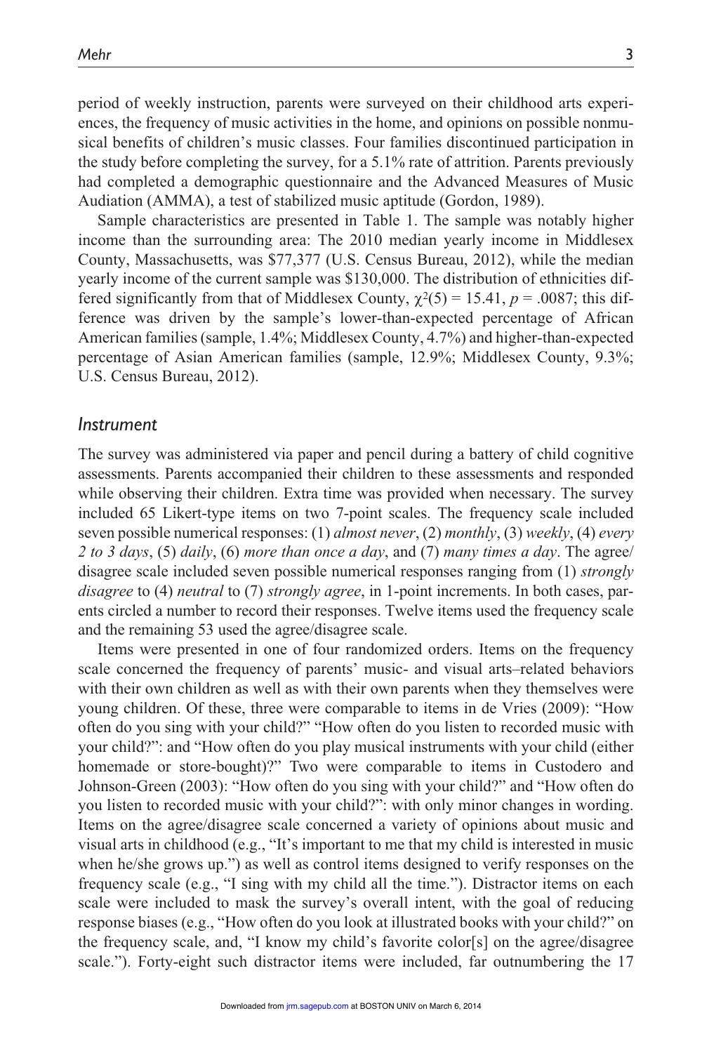period of weekly instruction, parents were surveyed on their childhood arts experiences, the frequency of music activities in the home, and opinions on possible nonmusical benefits of children's music classes. Four families discontinued participation in the study before completing the survey, for a 5.1% rate of attrition. Parents previously had completed a demographic questionnaire and the Advanced Measures of Music Audiation (AMMA), a test of stabilized music aptitude (Gordon, 1989).

Sample characteristics are presented in Table 1. The sample was notably higher income than the surrounding area: The 2010 median yearly income in Middlesex County, Massachusetts, was $77,377 (U.S. Census Bureau, 2012), while the median yearly income of the current sample was $130,000. The distribution of ethnicities differed significantly from that of Middlesex County, $\chi^2(5) = 15.41$, $p = .0087$; this difference was driven by the sample's lower-than-expected percentage of African American families (sample, 1.4%; Middlesex County, 4.7%) and higher-than-expected percentage of Asian American families (sample, 12.9%; Middlesex County, 9.3%; U.S. Census Bureau, 2012).

### *Instrument*

The survey was administered via paper and pencil during a battery of child cognitive assessments. Parents accompanied their children to these assessments and responded while observing their children. Extra time was provided when necessary. The survey included 65 Likert-type items on two 7-point scales. The frequency scale included seven possible numerical responses: (1) *almost never*, (2) *monthly*, (3) *weekly*, (4) *every 2 to 3 days*, (5) *daily*, (6) *more than once a day*, and (7) *many times a day*. The agree/disagree scale included seven possible numerical responses ranging from (1) *strongly disagree* to (4) *neutral* to (7) *strongly agree*, in 1-point increments. In both cases, parents circled a number to record their responses. Twelve items used the frequency scale and the remaining 53 used the agree/disagree scale.

Items were presented in one of four randomized orders. Items on the frequency scale concerned the frequency of parents' music- and visual arts–related behaviors with their own children as well as with their own parents when they themselves were young children. Of these, three were comparable to items in de Vries (2009): "How often do you sing with your child?" "How often do you listen to recorded music with your child?": and "How often do you play musical instruments with your child (either homemade or store-bought)?" Two were comparable to items in Custodero and Johnson-Green (2003): "How often do you sing with your child?" and "How often do you listen to recorded music with your child?": with only minor changes in wording. Items on the agree/disagree scale concerned a variety of opinions about music and visual arts in childhood (e.g., "It's important to me that my child is interested in music when he/she grows up.") as well as control items designed to verify responses on the frequency scale (e.g., "I sing with my child all the time."). Distractor items on each scale were included to mask the survey's overall intent, with the goal of reducing response biases (e.g., "How often do you look at illustrated books with your child?" on the frequency scale, and, "I know my child's favorite color[s] on the agree/disagree scale."). Forty-eight such distractor items were included, far outnumbering the 17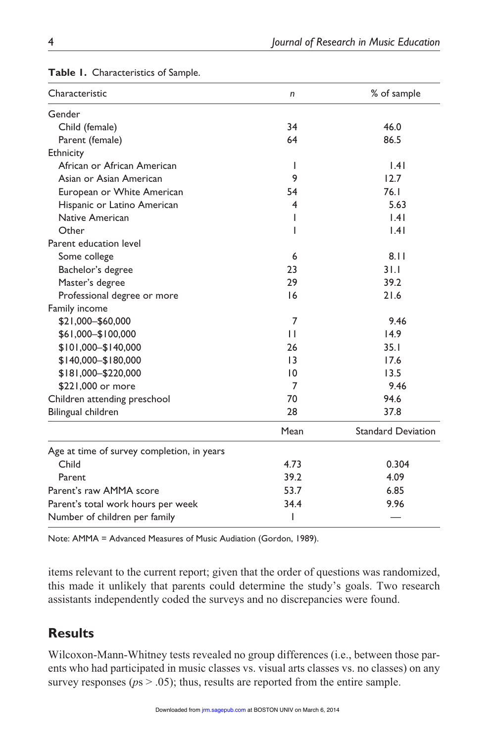**Table 1.** Characteristics of Sample.

| Characteristic | *n* | % of sample |
| --- | --- | --- |
| Gender | | |
| Child (female) | 34 | 46.0 |
| Parent (female) | 64 | 86.5 |
| Ethnicity | | |
| African or African American | 1 | 1.41 |
| Asian or Asian American | 9 | 12.7 |
| European or White American | 54 | 76.1 |
| Hispanic or Latino American | 4 | 5.63 |
| Native American | 1 | 1.41 |
| Other | 1 | 1.41 |
| Parent education level | | |
| Some college | 6 | 8.11 |
| Bachelor's degree | 23 | 31.1 |
| Master's degree | 29 | 39.2 |
| Professional degree or more | 16 | 21.6 |
| Family income | | |
| $21,000–$60,000 | 7 | 9.46 |
| $61,000–$100,000 | 11 | 14.9 |
| $101,000–$140,000 | 26 | 35.1 |
| $140,000–$180,000 | 13 | 17.6 |
| $181,000–$220,000 | 10 | 13.5 |
| $221,000 or more | 7 | 9.46 |
| Children attending preschool | 70 | 94.6 |
| Bilingual children | 28 | 37.8 |
| | Mean | Standard Deviation |
| Age at time of survey completion, in years | | |
| Child | 4.73 | 0.304 |
| Parent | 39.2 | 4.09 |
| Parent's raw AMMA score | 53.7 | 6.85 |
| Parent's total work hours per week | 34.4 | 9.96 |
| Number of children per family | 1 | — |

Note: AMMA = Advanced Measures of Music Audiation (Gordon, 1989).

items relevant to the current report; given that the order of questions was randomized, this made it unlikely that parents could determine the study's goals. Two research assistants independently coded the surveys and no discrepancies were found.

## Results

Wilcoxon-Mann-Whitney tests revealed no group differences (i.e., between those parents who had participated in music classes vs. visual arts classes vs. no classes) on any survey responses ($ps > .05$); thus, results are reported from the entire sample.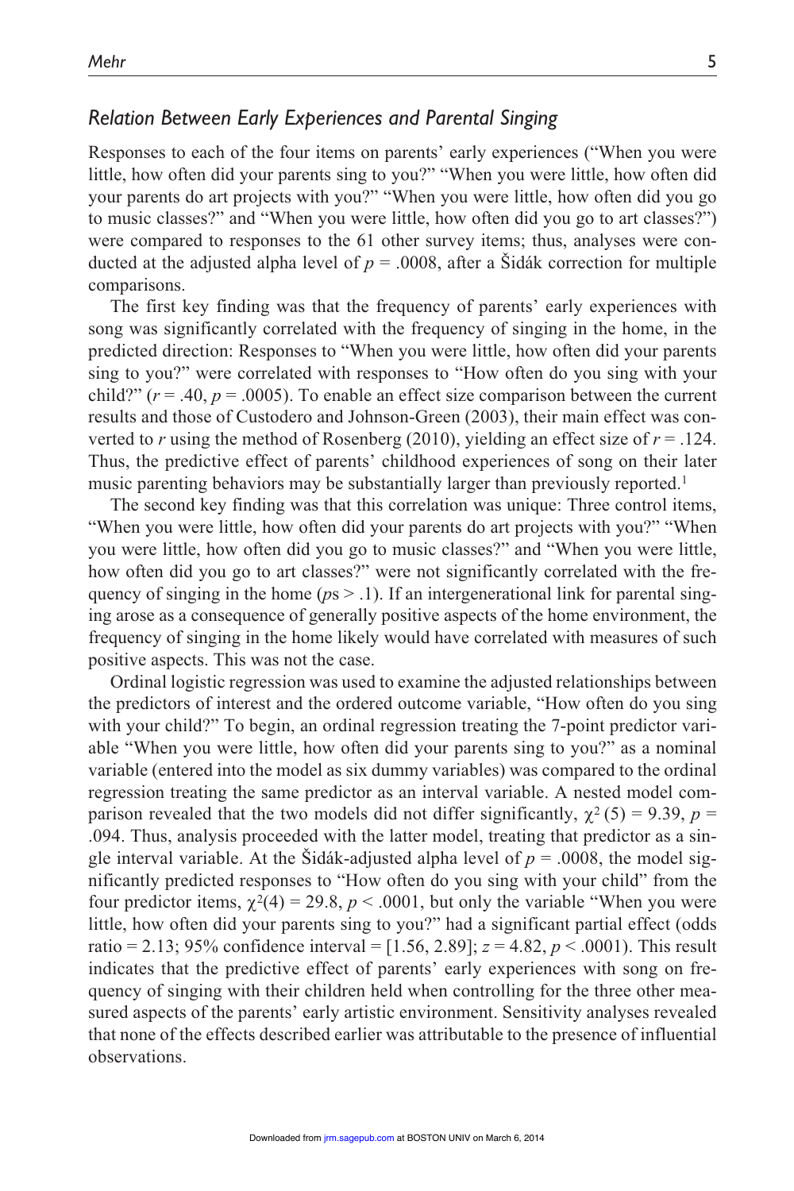### *Relation Between Early Experiences and Parental Singing*

Responses to each of the four items on parents' early experiences ("When you were little, how often did your parents sing to you?" "When you were little, how often did your parents do art projects with you?" "When you were little, how often did you go to music classes?" and "When you were little, how often did you go to art classes?") were compared to responses to the 61 other survey items; thus, analyses were conducted at the adjusted alpha level of $p = .0008$, after a Šidák correction for multiple comparisons.

The first key finding was that the frequency of parents' early experiences with song was significantly correlated with the frequency of singing in the home, in the predicted direction: Responses to "When you were little, how often did your parents sing to you?" were correlated with responses to "How often do you sing with your child?" ($r = .40$, $p = .0005$). To enable an effect size comparison between the current results and those of Custodero and Johnson-Green (2003), their main effect was converted to $r$ using the method of Rosenberg (2010), yielding an effect size of $r = .124$. Thus, the predictive effect of parents' childhood experiences of song on their later music parenting behaviors may be substantially larger than previously reported.[1]

The second key finding was that this correlation was unique: Three control items, "When you were little, how often did your parents do art projects with you?" "When you were little, how often did you go to music classes?" and "When you were little, how often did you go to art classes?" were not significantly correlated with the frequency of singing in the home ($p$s $> .1$). If an intergenerational link for parental singing arose as a consequence of generally positive aspects of the home environment, the frequency of singing in the home likely would have correlated with measures of such positive aspects. This was not the case.

Ordinal logistic regression was used to examine the adjusted relationships between the predictors of interest and the ordered outcome variable, "How often do you sing with your child?" To begin, an ordinal regression treating the 7-point predictor variable "When you were little, how often did your parents sing to you?" as a nominal variable (entered into the model as six dummy variables) was compared to the ordinal regression treating the same predictor as an interval variable. A nested model comparison revealed that the two models did not differ significantly, $\chi^2(5) = 9.39$, $p = .094$. Thus, analysis proceeded with the latter model, treating that predictor as a single interval variable. At the Šidák-adjusted alpha level of $p = .0008$, the model significantly predicted responses to "How often do you sing with your child" from the four predictor items, $\chi^2(4) = 29.8$, $p < .0001$, but only the variable "When you were little, how often did your parents sing to you?" had a significant partial effect (odds ratio = 2.13; 95% confidence interval = [1.56, 2.89]; $z = 4.82$, $p < .0001$). This result indicates that the predictive effect of parents' early experiences with song on frequency of singing with their children held when controlling for the three other measured aspects of the parents' early artistic environment. Sensitivity analyses revealed that none of the effects described earlier was attributable to the presence of influential observations.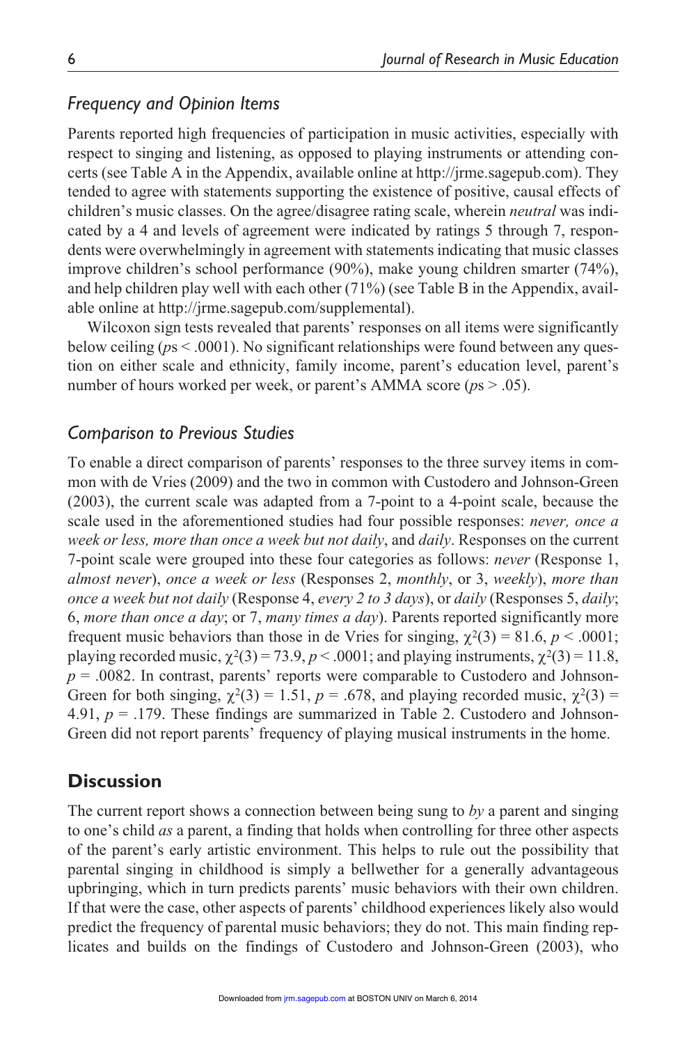### *Frequency and Opinion Items*

Parents reported high frequencies of participation in music activities, especially with respect to singing and listening, as opposed to playing instruments or attending concerts (see Table A in the Appendix, available online at http://jrme.sagepub.com). They tended to agree with statements supporting the existence of positive, causal effects of children's music classes. On the agree/disagree rating scale, wherein *neutral* was indicated by a 4 and levels of agreement were indicated by ratings 5 through 7, respondents were overwhelmingly in agreement with statements indicating that music classes improve children's school performance (90%), make young children smarter (74%), and help children play well with each other (71%) (see Table B in the Appendix, available online at http://jrme.sagepub.com/supplemental).

Wilcoxon sign tests revealed that parents' responses on all items were significantly below ceiling ($p$s < .0001). No significant relationships were found between any question on either scale and ethnicity, family income, parent's education level, parent's number of hours worked per week, or parent's AMMA score ($p$s > .05).

### *Comparison to Previous Studies*

To enable a direct comparison of parents' responses to the three survey items in common with de Vries (2009) and the two in common with Custodero and Johnson-Green (2003), the current scale was adapted from a 7-point to a 4-point scale, because the scale used in the aforementioned studies had four possible responses: *never, once a week or less, more than once a week but not daily*, and *daily*. Responses on the current 7-point scale were grouped into these four categories as follows: *never* (Response 1, *almost never*), *once a week or less* (Responses 2, *monthly*, or 3, *weekly*), *more than once a week but not daily* (Response 4, *every 2 to 3 days*), or *daily* (Responses 5, *daily*; 6, *more than once a day*; or 7, *many times a day*). Parents reported significantly more frequent music behaviors than those in de Vries for singing, $\chi^2(3) = 81.6$, $p < .0001$; playing recorded music, $\chi^2(3) = 73.9$, $p < .0001$; and playing instruments, $\chi^2(3) = 11.8$, $p = .0082$. In contrast, parents' reports were comparable to Custodero and Johnson-Green for both singing, $\chi^2(3) = 1.51$, $p = .678$, and playing recorded music, $\chi^2(3) = 4.91$, $p = .179$. These findings are summarized in Table 2. Custodero and Johnson-Green did not report parents' frequency of playing musical instruments in the home.

## **Discussion**

The current report shows a connection between being sung to *by* a parent and singing to one's child *as* a parent, a finding that holds when controlling for three other aspects of the parent's early artistic environment. This helps to rule out the possibility that parental singing in childhood is simply a bellwether for a generally advantageous upbringing, which in turn predicts parents' music behaviors with their own children. If that were the case, other aspects of parents' childhood experiences likely also would predict the frequency of parental music behaviors; they do not. This main finding replicates and builds on the findings of Custodero and Johnson-Green (2003), who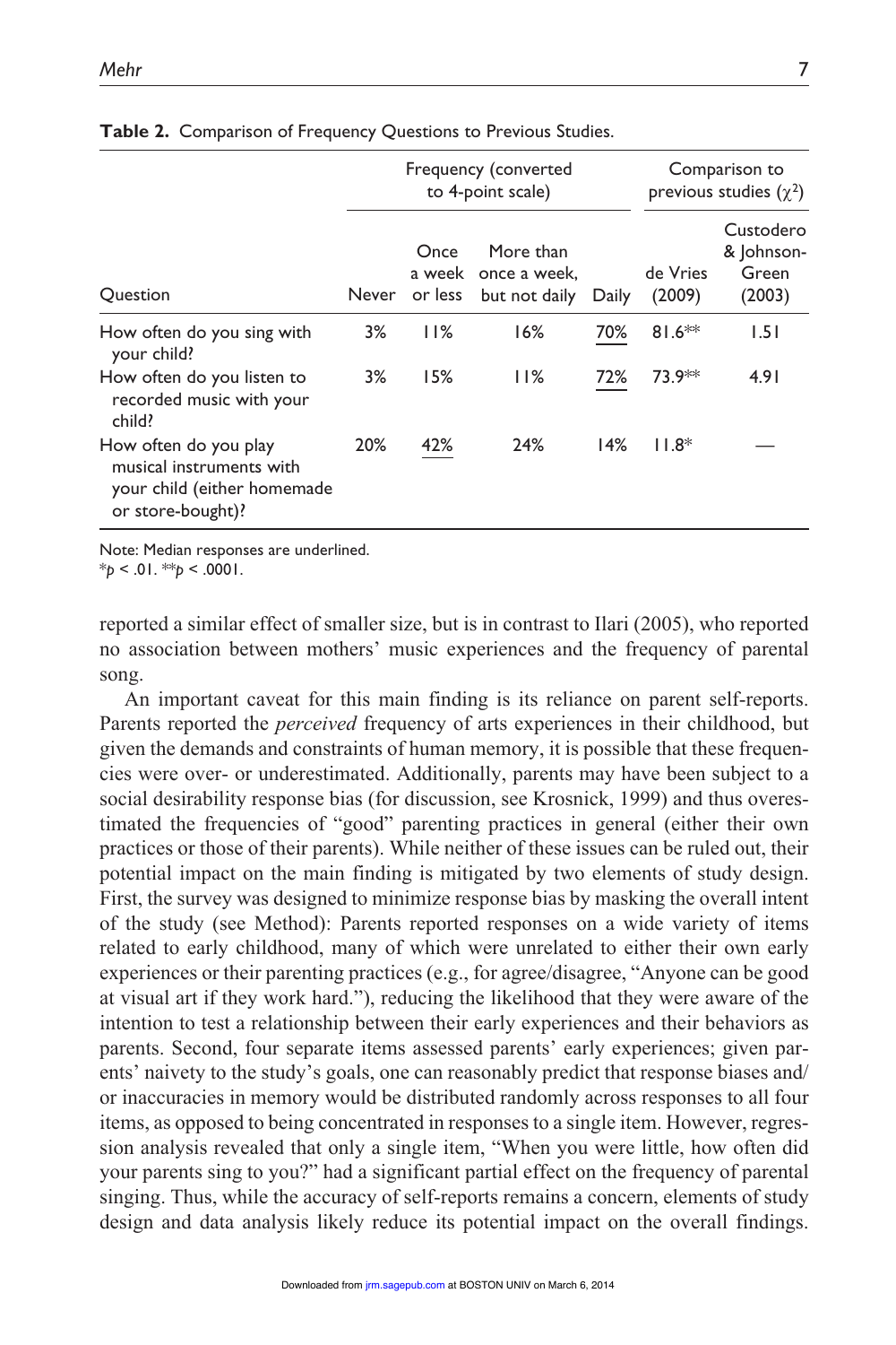**Table 2.** Comparison of Frequency Questions to Previous Studies.

| | Frequency (converted to 4-point scale) | | | | Comparison to previous studies ($\chi^2$) | |
|---|---|---|---|---|---|---|
| Question | Never | Once a week or less | More than once a week, but not daily | Daily | de Vries (2009) | Custodero & Johnson-Green (2003) |
| How often do you sing with your child? | 3% | 11% | 16% | <u>70%</u> | 81.6** | 1.51 |
| How often do you listen to recorded music with your child? | 3% | 15% | 11% | <u>72%</u> | 73.9** | 4.91 |
| How often do you play musical instruments with your child (either homemade or store-bought)? | 20% | <u>42%</u> | 24% | 14% | 11.8* | — |

Note: Median responses are underlined.
*$p < .01$. **$p < .0001$.

reported a similar effect of smaller size, but is in contrast to Ilari (2005), who reported no association between mothers' music experiences and the frequency of parental song.

An important caveat for this main finding is its reliance on parent self-reports. Parents reported the *perceived* frequency of arts experiences in their childhood, but given the demands and constraints of human memory, it is possible that these frequencies were over- or underestimated. Additionally, parents may have been subject to a social desirability response bias (for discussion, see Krosnick, 1999) and thus overestimated the frequencies of "good" parenting practices in general (either their own practices or those of their parents). While neither of these issues can be ruled out, their potential impact on the main finding is mitigated by two elements of study design. First, the survey was designed to minimize response bias by masking the overall intent of the study (see Method): Parents reported responses on a wide variety of items related to early childhood, many of which were unrelated to either their own early experiences or their parenting practices (e.g., for agree/disagree, "Anyone can be good at visual art if they work hard."), reducing the likelihood that they were aware of the intention to test a relationship between their early experiences and their behaviors as parents. Second, four separate items assessed parents' early experiences; given parents' naivety to the study's goals, one can reasonably predict that response biases and/or inaccuracies in memory would be distributed randomly across responses to all four items, as opposed to being concentrated in responses to a single item. However, regression analysis revealed that only a single item, "When you were little, how often did your parents sing to you?" had a significant partial effect on the frequency of parental singing. Thus, while the accuracy of self-reports remains a concern, elements of study design and data analysis likely reduce its potential impact on the overall findings.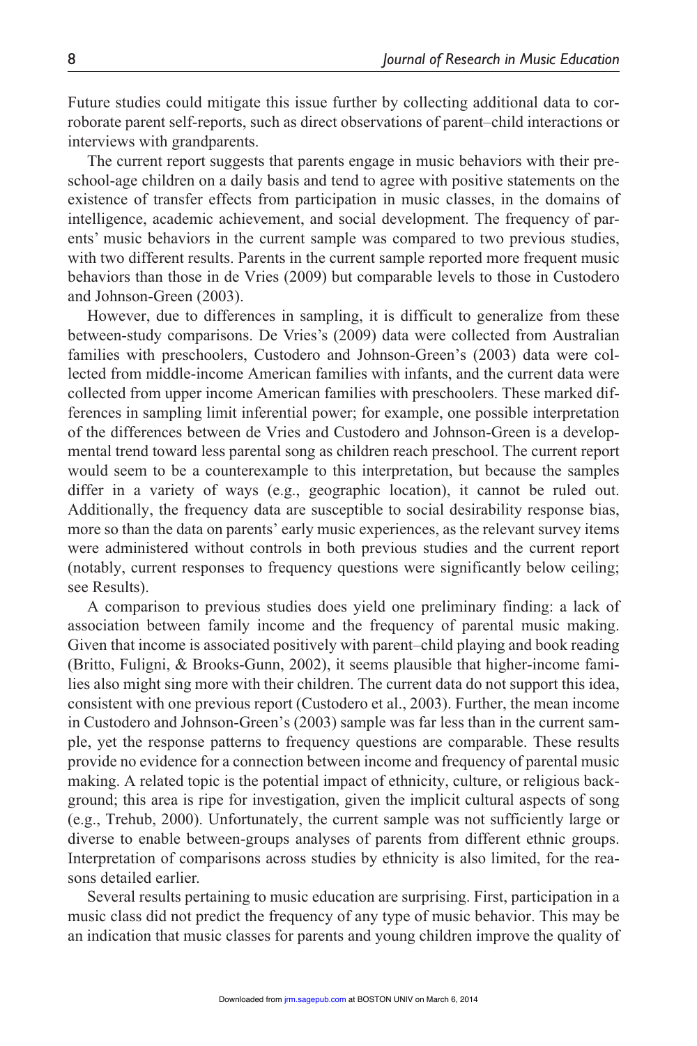Future studies could mitigate this issue further by collecting additional data to corroborate parent self-reports, such as direct observations of parent–child interactions or interviews with grandparents.

The current report suggests that parents engage in music behaviors with their preschool-age children on a daily basis and tend to agree with positive statements on the existence of transfer effects from participation in music classes, in the domains of intelligence, academic achievement, and social development. The frequency of parents' music behaviors in the current sample was compared to two previous studies, with two different results. Parents in the current sample reported more frequent music behaviors than those in de Vries (2009) but comparable levels to those in Custodero and Johnson-Green (2003).

However, due to differences in sampling, it is difficult to generalize from these between-study comparisons. De Vries's (2009) data were collected from Australian families with preschoolers, Custodero and Johnson-Green's (2003) data were collected from middle-income American families with infants, and the current data were collected from upper income American families with preschoolers. These marked differences in sampling limit inferential power; for example, one possible interpretation of the differences between de Vries and Custodero and Johnson-Green is a developmental trend toward less parental song as children reach preschool. The current report would seem to be a counterexample to this interpretation, but because the samples differ in a variety of ways (e.g., geographic location), it cannot be ruled out. Additionally, the frequency data are susceptible to social desirability response bias, more so than the data on parents' early music experiences, as the relevant survey items were administered without controls in both previous studies and the current report (notably, current responses to frequency questions were significantly below ceiling; see Results).

A comparison to previous studies does yield one preliminary finding: a lack of association between family income and the frequency of parental music making. Given that income is associated positively with parent–child playing and book reading (Britto, Fuligni, & Brooks-Gunn, 2002), it seems plausible that higher-income families also might sing more with their children. The current data do not support this idea, consistent with one previous report (Custodero et al., 2003). Further, the mean income in Custodero and Johnson-Green's (2003) sample was far less than in the current sample, yet the response patterns to frequency questions are comparable. These results provide no evidence for a connection between income and frequency of parental music making. A related topic is the potential impact of ethnicity, culture, or religious background; this area is ripe for investigation, given the implicit cultural aspects of song (e.g., Trehub, 2000). Unfortunately, the current sample was not sufficiently large or diverse to enable between-groups analyses of parents from different ethnic groups. Interpretation of comparisons across studies by ethnicity is also limited, for the reasons detailed earlier.

Several results pertaining to music education are surprising. First, participation in a music class did not predict the frequency of any type of music behavior. This may be an indication that music classes for parents and young children improve the quality of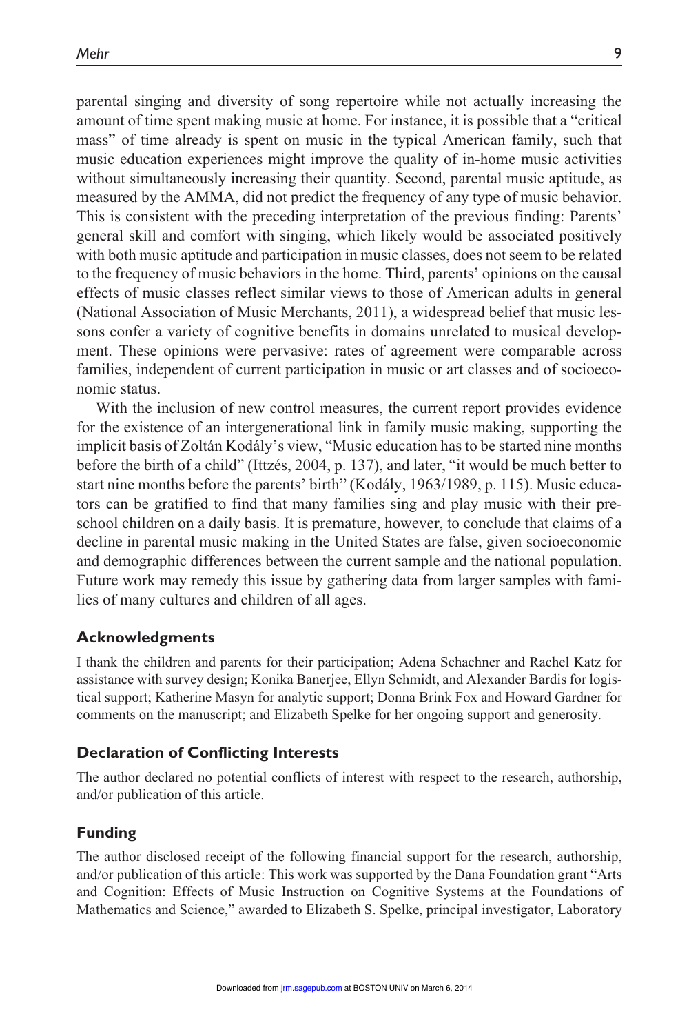parental singing and diversity of song repertoire while not actually increasing the amount of time spent making music at home. For instance, it is possible that a "critical mass" of time already is spent on music in the typical American family, such that music education experiences might improve the quality of in-home music activities without simultaneously increasing their quantity. Second, parental music aptitude, as measured by the AMMA, did not predict the frequency of any type of music behavior. This is consistent with the preceding interpretation of the previous finding: Parents' general skill and comfort with singing, which likely would be associated positively with both music aptitude and participation in music classes, does not seem to be related to the frequency of music behaviors in the home. Third, parents' opinions on the causal effects of music classes reflect similar views to those of American adults in general (National Association of Music Merchants, 2011), a widespread belief that music lessons confer a variety of cognitive benefits in domains unrelated to musical development. These opinions were pervasive: rates of agreement were comparable across families, independent of current participation in music or art classes and of socioeconomic status.

With the inclusion of new control measures, the current report provides evidence for the existence of an intergenerational link in family music making, supporting the implicit basis of Zoltán Kodály's view, "Music education has to be started nine months before the birth of a child" (Ittzés, 2004, p. 137), and later, "it would be much better to start nine months before the parents' birth" (Kodály, 1963/1989, p. 115). Music educators can be gratified to find that many families sing and play music with their preschool children on a daily basis. It is premature, however, to conclude that claims of a decline in parental music making in the United States are false, given socioeconomic and demographic differences between the current sample and the national population. Future work may remedy this issue by gathering data from larger samples with families of many cultures and children of all ages.

## Acknowledgments

I thank the children and parents for their participation; Adena Schachner and Rachel Katz for assistance with survey design; Konika Banerjee, Ellyn Schmidt, and Alexander Bardis for logistical support; Katherine Masyn for analytic support; Donna Brink Fox and Howard Gardner for comments on the manuscript; and Elizabeth Spelke for her ongoing support and generosity.

## Declaration of Conflicting Interests

The author declared no potential conflicts of interest with respect to the research, authorship, and/or publication of this article.

## Funding

The author disclosed receipt of the following financial support for the research, authorship, and/or publication of this article: This work was supported by the Dana Foundation grant "Arts and Cognition: Effects of Music Instruction on Cognitive Systems at the Foundations of Mathematics and Science," awarded to Elizabeth S. Spelke, principal investigator, Laboratory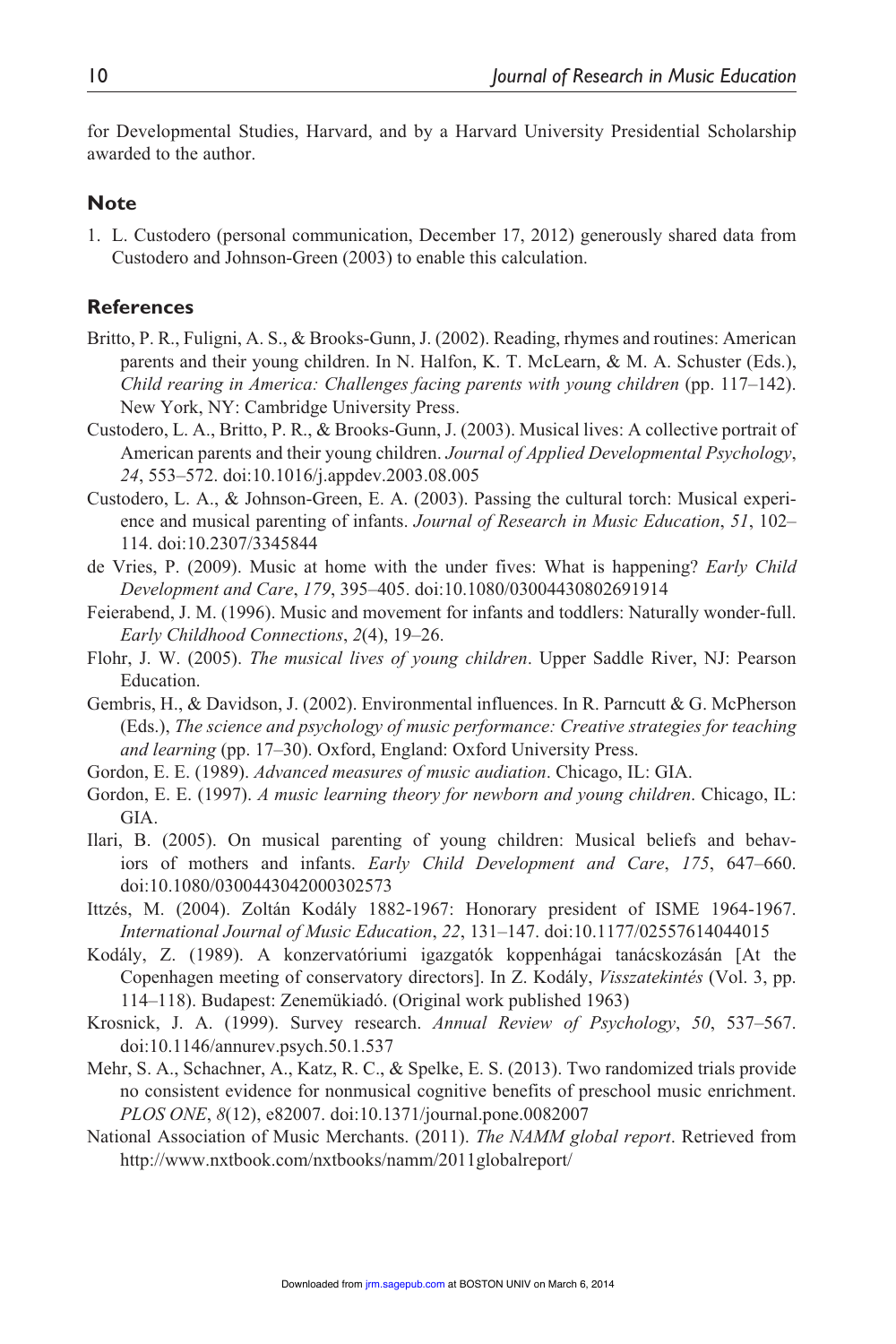for Developmental Studies, Harvard, and by a Harvard University Presidential Scholarship awarded to the author.

## Note

1. L. Custodero (personal communication, December 17, 2012) generously shared data from Custodero and Johnson-Green (2003) to enable this calculation.

## References

Britto, P. R., Fuligni, A. S., & Brooks-Gunn, J. (2002). Reading, rhymes and routines: American parents and their young children. In N. Halfon, K. T. McLearn, & M. A. Schuster (Eds.), *Child rearing in America: Challenges facing parents with young children* (pp. 117–142). New York, NY: Cambridge University Press.

Custodero, L. A., Britto, P. R., & Brooks-Gunn, J. (2003). Musical lives: A collective portrait of American parents and their young children. *Journal of Applied Developmental Psychology*, *24*, 553–572. doi:10.1016/j.appdev.2003.08.005

Custodero, L. A., & Johnson-Green, E. A. (2003). Passing the cultural torch: Musical experience and musical parenting of infants. *Journal of Research in Music Education*, *51*, 102–114. doi:10.2307/3345844

de Vries, P. (2009). Music at home with the under fives: What is happening? *Early Child Development and Care*, *179*, 395–405. doi:10.1080/03004430802691914

Feierabend, J. M. (1996). Music and movement for infants and toddlers: Naturally wonder-full. *Early Childhood Connections*, *2*(4), 19–26.

Flohr, J. W. (2005). *The musical lives of young children*. Upper Saddle River, NJ: Pearson Education.

Gembris, H., & Davidson, J. (2002). Environmental influences. In R. Parncutt & G. McPherson (Eds.), *The science and psychology of music performance: Creative strategies for teaching and learning* (pp. 17–30). Oxford, England: Oxford University Press.

Gordon, E. E. (1989). *Advanced measures of music audiation*. Chicago, IL: GIA.

Gordon, E. E. (1997). *A music learning theory for newborn and young children*. Chicago, IL: GIA.

Ilari, B. (2005). On musical parenting of young children: Musical beliefs and behaviors of mothers and infants. *Early Child Development and Care*, *175*, 647–660. doi:10.1080/0300443042000302573

Ittzés, M. (2004). Zoltán Kodály 1882-1967: Honorary president of ISME 1964-1967. *International Journal of Music Education*, *22*, 131–147. doi:10.1177/02557614044015

Kodály, Z. (1989). A konzervatóriumi igazgatók koppenhágai tanácskozásán [At the Copenhagen meeting of conservatory directors]. In Z. Kodály, *Visszatekintés* (Vol. 3, pp. 114–118). Budapest: Zenemükiadó. (Original work published 1963)

Krosnick, J. A. (1999). Survey research. *Annual Review of Psychology*, *50*, 537–567. doi:10.1146/annurev.psych.50.1.537

Mehr, S. A., Schachner, A., Katz, R. C., & Spelke, E. S. (2013). Two randomized trials provide no consistent evidence for nonmusical cognitive benefits of preschool music enrichment. *PLOS ONE*, *8*(12), e82007. doi:10.1371/journal.pone.0082007

National Association of Music Merchants. (2011). *The NAMM global report*. Retrieved from http://www.nxtbook.com/nxtbooks/namm/2011globalreport/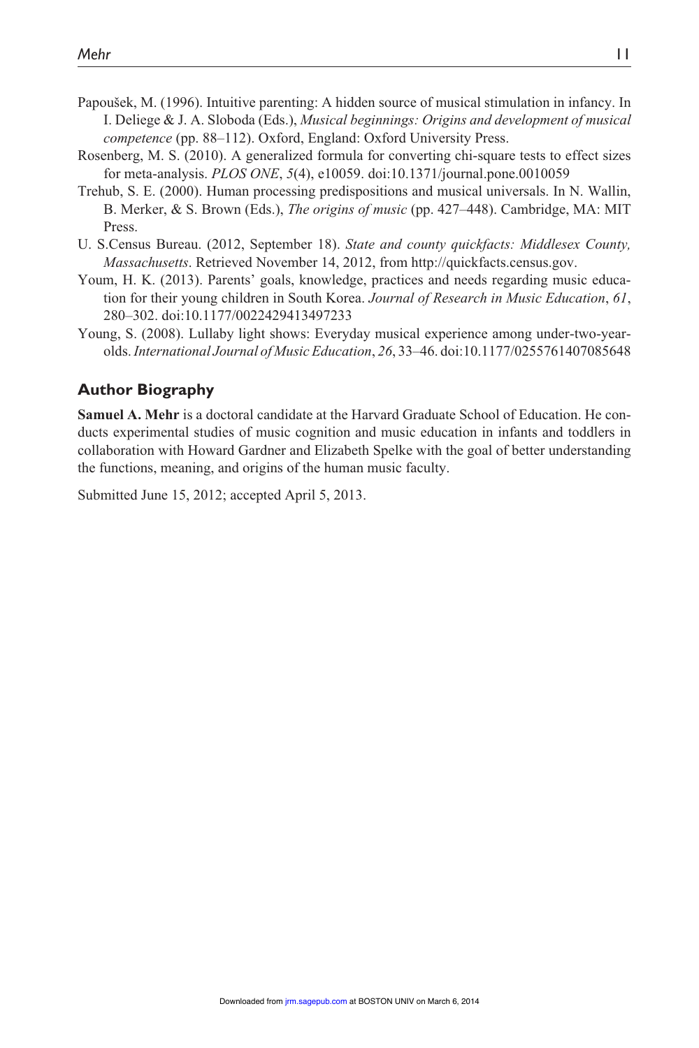Papoušek, M. (1996). Intuitive parenting: A hidden source of musical stimulation in infancy. In I. Deliege & J. A. Sloboda (Eds.), *Musical beginnings: Origins and development of musical competence* (pp. 88–112). Oxford, England: Oxford University Press.

Rosenberg, M. S. (2010). A generalized formula for converting chi-square tests to effect sizes for meta-analysis. *PLOS ONE*, *5*(4), e10059. doi:10.1371/journal.pone.0010059

Trehub, S. E. (2000). Human processing predispositions and musical universals. In N. Wallin, B. Merker, & S. Brown (Eds.), *The origins of music* (pp. 427–448). Cambridge, MA: MIT Press.

U. S.Census Bureau. (2012, September 18). *State and county quickfacts: Middlesex County, Massachusetts*. Retrieved November 14, 2012, from http://quickfacts.census.gov.

Youm, H. K. (2013). Parents' goals, knowledge, practices and needs regarding music education for their young children in South Korea. *Journal of Research in Music Education*, *61*, 280–302. doi:10.1177/0022429413497233

Young, S. (2008). Lullaby light shows: Everyday musical experience among under-two-year-olds. *International Journal of Music Education*, *26*, 33–46. doi:10.1177/0255761407085648

## Author Biography

**Samuel A. Mehr** is a doctoral candidate at the Harvard Graduate School of Education. He conducts experimental studies of music cognition and music education in infants and toddlers in collaboration with Howard Gardner and Elizabeth Spelke with the goal of better understanding the functions, meaning, and origins of the human music faculty.

Submitted June 15, 2012; accepted April 5, 2013.